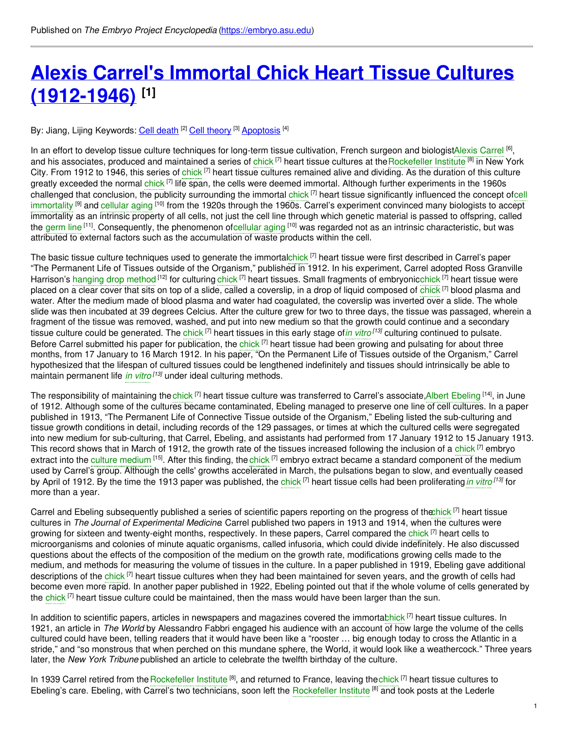Published on *The Embryo Project Encyclopedia* (https://embryo.asu.edu)

# Alexis Carrel's Immortal Chick Heart Tissue Cultures (1912-1946) [1]

By: Jiang, Lijing Keywords: Cell death [2] Cell theory [3] Apoptosis [4]

In an effort to develop tissue culture techniques for long-term tissue cultivation, French surgeon and biologist Alexis Carrel [6], and his associates, produced and maintained a series of chick [7] heart tissue cultures at the Rockefeller Institute [8] in New York City. From 1912 to 1946, this series of chick [7] heart tissue cultures remained alive and dividing. As the duration of this culture greatly exceeded the normal chick [7] life span, the cells were deemed immortal. Although further experiments in the 1960s challenged that conclusion, the publicity surrounding the immortal chick [7] heart tissue significantly influenced the concept of cell immortality [9] and cellular aging [10] from the 1920s through the 1960s. Carrel's experiment convinced many biologists to accept immortality as an intrinsic property of all cells, not just the cell line through which genetic material is passed to offspring, called the germ line [11]. Consequently, the phenomenon of cellular aging [10] was regarded not as an intrinsic characteristic, but was attributed to external factors such as the accumulation of waste products within the cell.

The basic tissue culture techniques used to generate the immortal chick [7] heart tissue were first described in Carrel's paper "The Permanent Life of Tissues outside of the Organism," published in 1912. In his experiment, Carrel adopted Ross Granville Harrison's hanging drop method [12] for culturing chick [7] heart tissues. Small fragments of embryonic chick [7] heart tissue were placed on a clear cover that sits on top of a slide, called a coverslip, in a drop of liquid composed of chick [7] blood plasma and water. After the medium made of blood plasma and water had coagulated, the coverslip was inverted over a slide. The whole slide was then incubated at 39 degrees Celcius. After the culture grew for two to three days, the tissue was passaged, wherein a fragment of the tissue was removed, washed, and put into new medium so that the growth could continue and a secondary tissue culture could be generated. The chick [7] heart tissues in this early stage of *in vitro* [13] culturing continued to pulsate. Before Carrel submitted his paper for publication, the chick [7] heart tissue had been growing and pulsating for about three months, from 17 January to 16 March 1912. In his paper, "On the Permanent Life of Tissues outside of the Organism," Carrel hypothesized that the lifespan of cultured tissues could be lengthened indefinitely and tissues should intrinsically be able to maintain permanent life *in vitro* [13] under ideal culturing methods.

The responsibility of maintaining the chick [7] heart tissue culture was transferred to Carrel's associate, Albert Ebeling [14], in June of 1912. Although some of the cultures became contaminated, Ebeling managed to preserve one line of cell cultures. In a paper published in 1913, "The Permanent Life of Connective Tissue outside of the Organism," Ebeling listed the sub-culturing and tissue growth conditions in detail, including records of the 129 passages, or times at which the cultured cells were segregated into new medium for sub-culturing, that Carrel, Ebeling, and assistants had performed from 17 January 1912 to 15 January 1913. This record shows that in March of 1912, the growth rate of the tissues increased following the inclusion of a chick [7] embryo extract into the culture medium [15]. After this finding, the chick [7] embryo extract became a standard component of the medium used by Carrel's group. Although the cells' growths accelerated in March, the pulsations began to slow, and eventually ceased by April of 1912. By the time the 1913 paper was published, the chick [7] heart tissue cells had been proliferating *in vitro* [13] for more than a year.

Carrel and Ebeling subsequently published a series of scientific papers reporting on the progress of the chick [7] heart tissue cultures in *The Journal of Experimental Medicine*. Carrel published two papers in 1913 and 1914, when the cultures were growing for sixteen and twenty-eight months, respectively. In these papers, Carrel compared the chick [7] heart cells to microorganisms and colonies of minute aquatic organisms, called infusoria, which could divide indefinitely. He also discussed questions about the effects of the composition of the medium on the growth rate, modifications growing cells made to the medium, and methods for measuring the volume of tissues in the culture. In a paper published in 1919, Ebeling gave additional descriptions of the chick [7] heart tissue cultures when they had been maintained for seven years, and the growth of cells had become even more rapid. In another paper published in 1922, Ebeling pointed out that if the whole volume of cells generated by the chick [7] heart tissue culture could be maintained, then the mass would have been larger than the sun.

In addition to scientific papers, articles in newspapers and magazines covered the immortal chick [7] heart tissue cultures. In 1921, an article in *The World* by Alessandro Fabbri engaged his audience with an account of how large the volume of the cells cultured could have been, telling readers that it would have been like a "rooster … big enough today to cross the Atlantic in a stride," and "so monstrous that when perched on this mundane sphere, the World, it would look like a weathercock." Three years later, the *New York Tribune* published an article to celebrate the twelfth birthday of the culture.

In 1939 Carrel retired from the Rockefeller Institute [8], and returned to France, leaving the chick [7] heart tissue cultures to Ebeling's care. Ebeling, with Carrel's two technicians, soon left the Rockefeller Institute [8] and took posts at the Lederle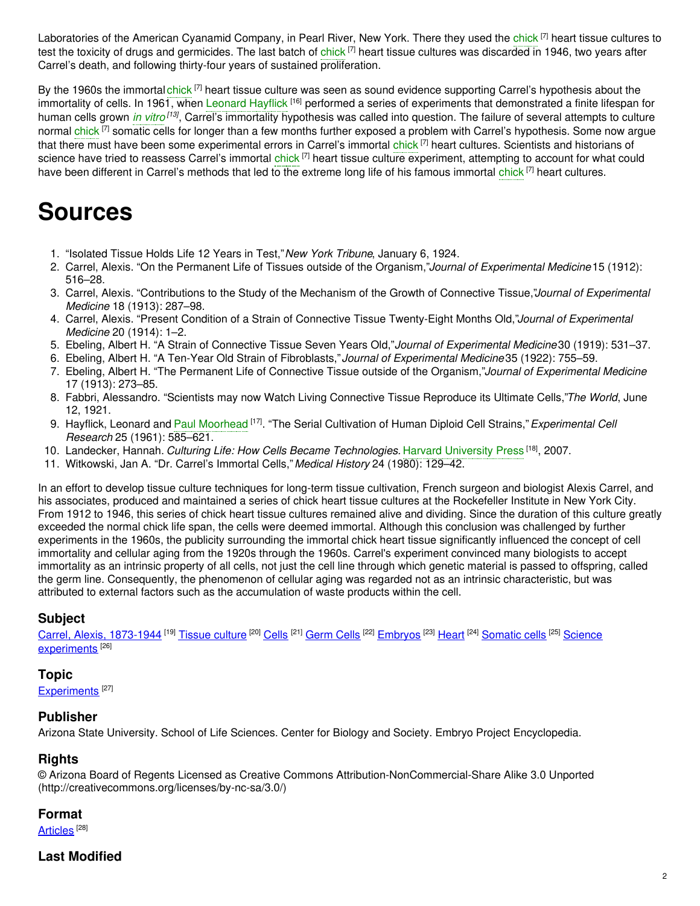Laboratories of the American Cyanamid Company, in Pearl River, New York. There they used the chick [7] heart tissue cultures to test the toxicity of drugs and germicides. The last batch of chick [7] heart tissue cultures was discarded in 1946, two years after Carrel's death, and following thirty-four years of sustained proliferation.

By the 1960s the immortal chick [7] heart tissue culture was seen as sound evidence supporting Carrel's hypothesis about the immortality of cells. In 1961, when Leonard Hayflick [16] performed a series of experiments that demonstrated a finite lifespan for human cells grown *in vitro* [13], Carrel's immortality hypothesis was called into question. The failure of several attempts to culture normal chick [7] somatic cells for longer than a few months further exposed a problem with Carrel's hypothesis. Some now argue that there must have been some experimental errors in Carrel's immortal chick [7] heart cultures. Scientists and historians of science have tried to reassess Carrel's immortal chick [7] heart tissue culture experiment, attempting to account for what could have been different in Carrel's methods that led to the extreme long life of his famous immortal chick [7] heart cultures.

# Sources

1. "Isolated Tissue Holds Life 12 Years in Test," *New York Tribune*, January 6, 1924.
2. Carrel, Alexis. "On the Permanent Life of Tissues outside of the Organism," *Journal of Experimental Medicine* 15 (1912): 516–28.
3. Carrel, Alexis. "Contributions to the Study of the Mechanism of the Growth of Connective Tissue," *Journal of Experimental Medicine* 18 (1913): 287–98.
4. Carrel, Alexis. "Present Condition of a Strain of Connective Tissue Twenty-Eight Months Old," *Journal of Experimental Medicine* 20 (1914): 1–2.
5. Ebeling, Albert H. "A Strain of Connective Tissue Seven Years Old," *Journal of Experimental Medicine* 30 (1919): 531–37.
6. Ebeling, Albert H. "A Ten-Year Old Strain of Fibroblasts," *Journal of Experimental Medicine* 35 (1922): 755–59.
7. Ebeling, Albert H. "The Permanent Life of Connective Tissue outside of the Organism," *Journal of Experimental Medicine* 17 (1913): 273–85.
8. Fabbri, Alessandro. "Scientists may now Watch Living Connective Tissue Reproduce its Ultimate Cells," *The World*, June 12, 1921.
9. Hayflick, Leonard and Paul Moorhead [17]. "The Serial Cultivation of Human Diploid Cell Strains," *Experimental Cell Research* 25 (1961): 585–621.
10. Landecker, Hannah. *Culturing Life: How Cells Became Technologies.* Harvard University Press [18], 2007.
11. Witkowski, Jan A. "Dr. Carrel's Immortal Cells," *Medical History* 24 (1980): 129–42.

In an effort to develop tissue culture techniques for long-term tissue cultivation, French surgeon and biologist Alexis Carrel, and his associates, produced and maintained a series of chick heart tissue cultures at the Rockefeller Institute in New York City. From 1912 to 1946, this series of chick heart tissue cultures remained alive and dividing. Since the duration of this culture greatly exceeded the normal chick life span, the cells were deemed immortal. Although this conclusion was challenged by further experiments in the 1960s, the publicity surrounding the immortal chick heart tissue significantly influenced the concept of cell immortality and cellular aging from the 1920s through the 1960s. Carrel's experiment convinced many biologists to accept immortality as an intrinsic property of all cells, not just the cell line through which genetic material is passed to offspring, called the germ line. Consequently, the phenomenon of cellular aging was regarded not as an intrinsic characteristic, but was attributed to external factors such as the accumulation of waste products within the cell.

### Subject

Carrel, Alexis, 1873-1944 [19] Tissue culture [20] Cells [21] Germ Cells [22] Embryos [23] Heart [24] Somatic cells [25] Science experiments [26]

### Topic

Experiments [27]

### Publisher

Arizona State University. School of Life Sciences. Center for Biology and Society. Embryo Project Encyclopedia.

### Rights

© Arizona Board of Regents Licensed as Creative Commons Attribution-NonCommercial-Share Alike 3.0 Unported (http://creativecommons.org/licenses/by-nc-sa/3.0/)

### Format

Articles [28]

### Last Modified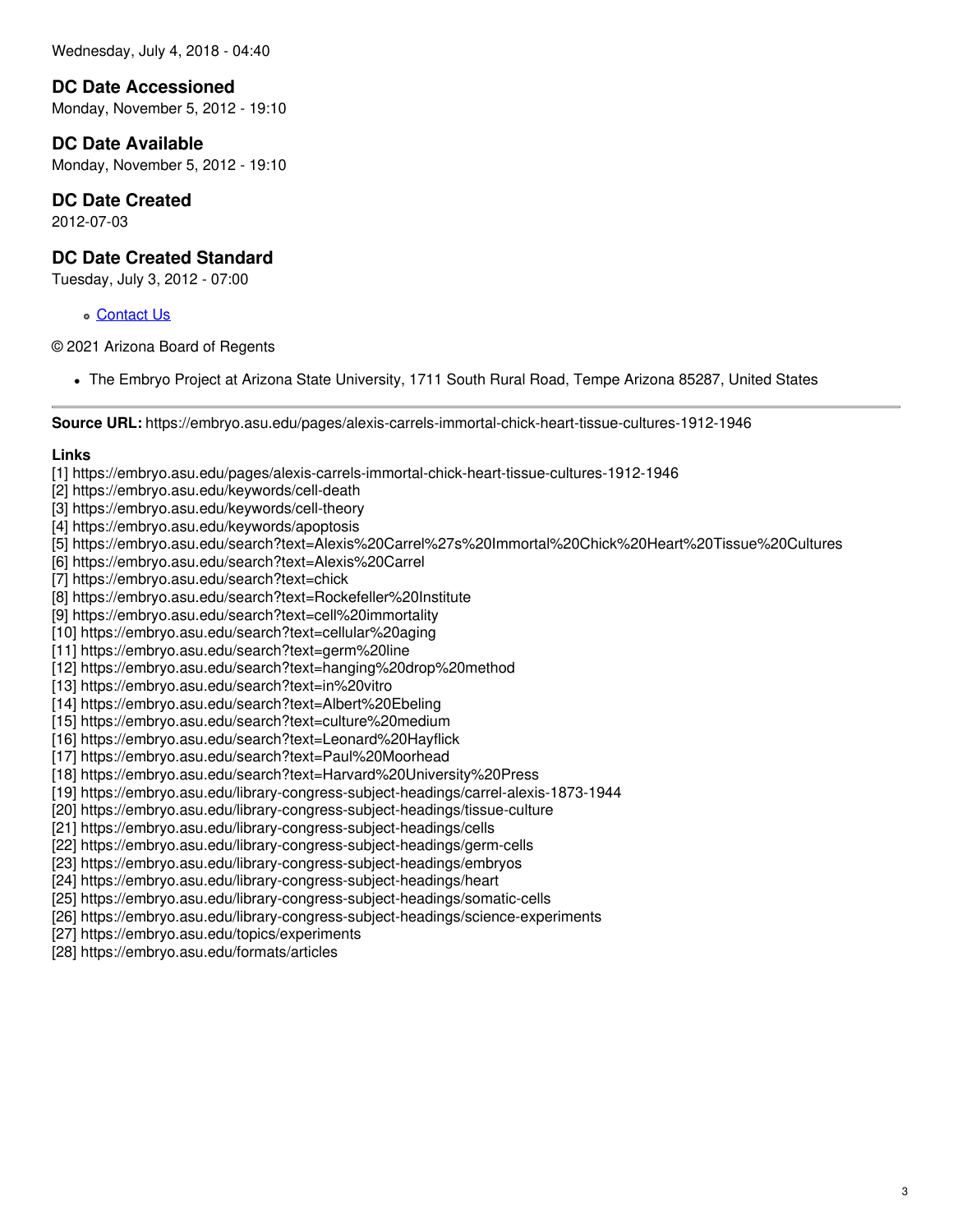Wednesday, July 4, 2018 - 04:40

### DC Date Accessioned

Monday, November 5, 2012 - 19:10

### DC Date Available

Monday, November 5, 2012 - 19:10

### DC Date Created

2012-07-03

### DC Date Created Standard

Tuesday, July 3, 2012 - 07:00

- Contact Us

© 2021 Arizona Board of Regents

- The Embryo Project at Arizona State University, 1711 South Rural Road, Tempe Arizona 85287, United States

---

**Source URL:** https://embryo.asu.edu/pages/alexis-carrels-immortal-chick-heart-tissue-cultures-1912-1946

**Links**

[1] https://embryo.asu.edu/pages/alexis-carrels-immortal-chick-heart-tissue-cultures-1912-1946
[2] https://embryo.asu.edu/keywords/cell-death
[3] https://embryo.asu.edu/keywords/cell-theory
[4] https://embryo.asu.edu/keywords/apoptosis
[5] https://embryo.asu.edu/search?text=Alexis%20Carrel%27s%20Immortal%20Chick%20Heart%20Tissue%20Cultures
[6] https://embryo.asu.edu/search?text=Alexis%20Carrel
[7] https://embryo.asu.edu/search?text=chick
[8] https://embryo.asu.edu/search?text=Rockefeller%20Institute
[9] https://embryo.asu.edu/search?text=cell%20immortality
[10] https://embryo.asu.edu/search?text=cellular%20aging
[11] https://embryo.asu.edu/search?text=germ%20line
[12] https://embryo.asu.edu/search?text=hanging%20drop%20method
[13] https://embryo.asu.edu/search?text=in%20vitro
[14] https://embryo.asu.edu/search?text=Albert%20Ebeling
[15] https://embryo.asu.edu/search?text=culture%20medium
[16] https://embryo.asu.edu/search?text=Leonard%20Hayflick
[17] https://embryo.asu.edu/search?text=Paul%20Moorhead
[18] https://embryo.asu.edu/search?text=Harvard%20University%20Press
[19] https://embryo.asu.edu/library-congress-subject-headings/carrel-alexis-1873-1944
[20] https://embryo.asu.edu/library-congress-subject-headings/tissue-culture
[21] https://embryo.asu.edu/library-congress-subject-headings/cells
[22] https://embryo.asu.edu/library-congress-subject-headings/germ-cells
[23] https://embryo.asu.edu/library-congress-subject-headings/embryos
[24] https://embryo.asu.edu/library-congress-subject-headings/heart
[25] https://embryo.asu.edu/library-congress-subject-headings/somatic-cells
[26] https://embryo.asu.edu/library-congress-subject-headings/science-experiments
[27] https://embryo.asu.edu/topics/experiments
[28] https://embryo.asu.edu/formats/articles